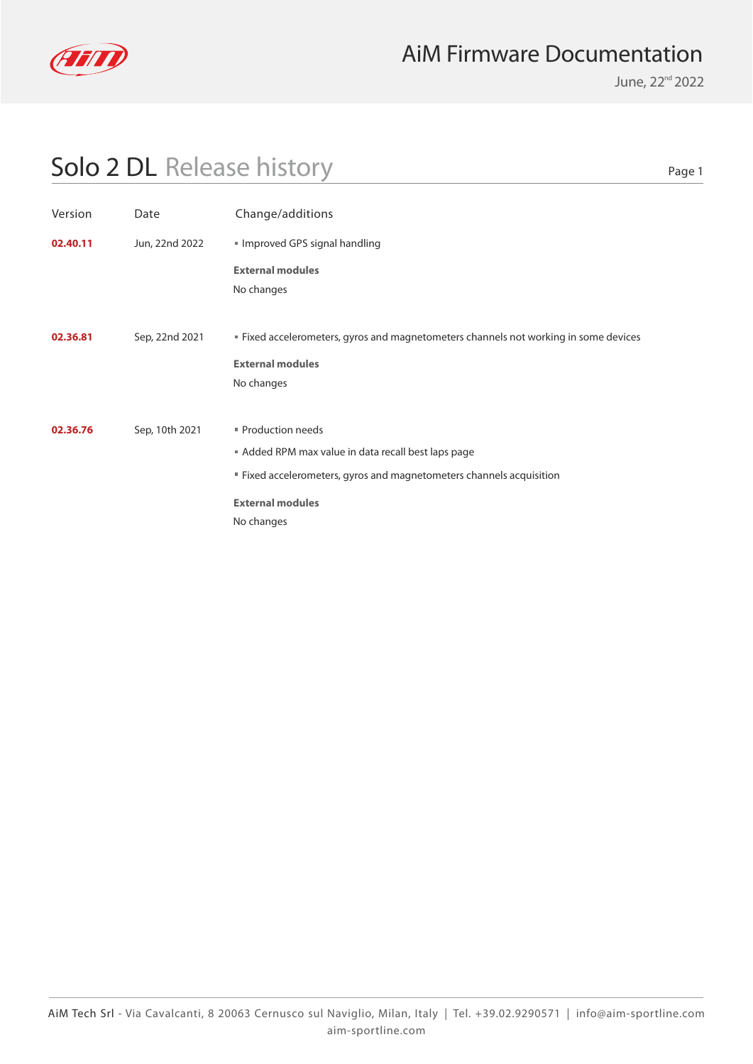# AiM Firmware Documentation

June, 22nd 2022

## Solo 2 DL Release history

| Version | Date | Change/additions |
| --- | --- | --- |
| **02.40.11** | Jun, 22nd 2022 | ▪ Improved GPS signal handling<br><br>**External modules**<br>No changes |
| **02.36.81** | Sep, 22nd 2021 | ▪ Fixed accelerometers, gyros and magnetometers channels not working in some devices<br><br>**External modules**<br>No changes |
| **02.36.76** | Sep, 10th 2021 | ▪ Production needs<br>▪ Added RPM max value in data recall best laps page<br>▪ Fixed accelerometers, gyros and magnetometers channels acquisition<br><br>**External modules**<br>No changes |

AiM Tech Srl - Via Cavalcanti, 8 20063 Cernusco sul Naviglio, Milan, Italy | Tel. +39.02.9290571 | info@aim-sportline.com
aim-sportline.com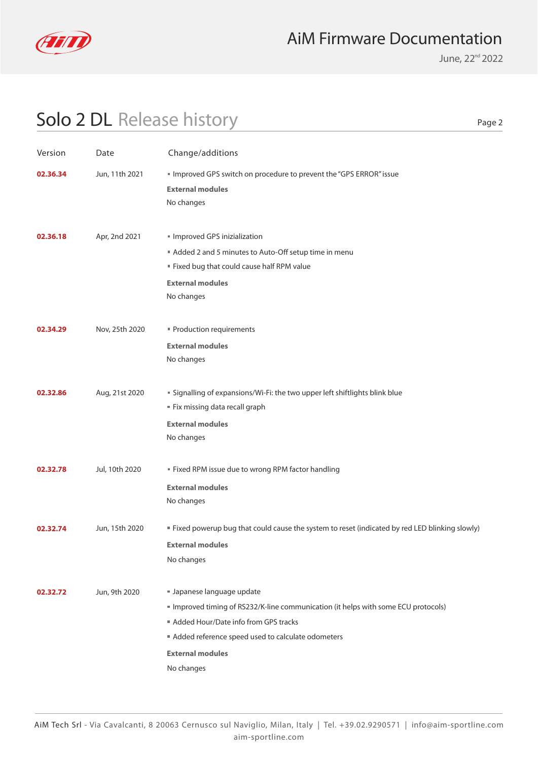# Solo 2 DL Release history

| Version | Date | Change/additions |
| --- | --- | --- |
| **02.36.34** | Jun, 11th 2021 | ▪ Improved GPS switch on procedure to prevent the "GPS ERROR" issue<br>**External modules**<br>No changes |
| **02.36.18** | Apr, 2nd 2021 | ▪ Improved GPS inizialization<br>▪ Added 2 and 5 minutes to Auto-Off setup time in menu<br>▪ Fixed bug that could cause half RPM value<br>**External modules**<br>No changes |
| **02.34.29** | Nov, 25th 2020 | ▪ Production requirements<br>**External modules**<br>No changes |
| **02.32.86** | Aug, 21st 2020 | ▪ Signalling of expansions/Wi-Fi: the two upper left shiftlights blink blue<br>▪ Fix missing data recall graph<br>**External modules**<br>No changes |
| **02.32.78** | Jul, 10th 2020 | ▪ Fixed RPM issue due to wrong RPM factor handling<br>**External modules**<br>No changes |
| **02.32.74** | Jun, 15th 2020 | ▪ Fixed powerup bug that could cause the system to reset (indicated by red LED blinking slowly)<br>**External modules**<br>No changes |
| **02.32.72** | Jun, 9th 2020 | ▪ Japanese language update<br>▪ Improved timing of RS232/K-line communication (it helps with some ECU protocols)<br>▪ Added Hour/Date info from GPS tracks<br>▪ Added reference speed used to calculate odometers<br>**External modules**<br>No changes |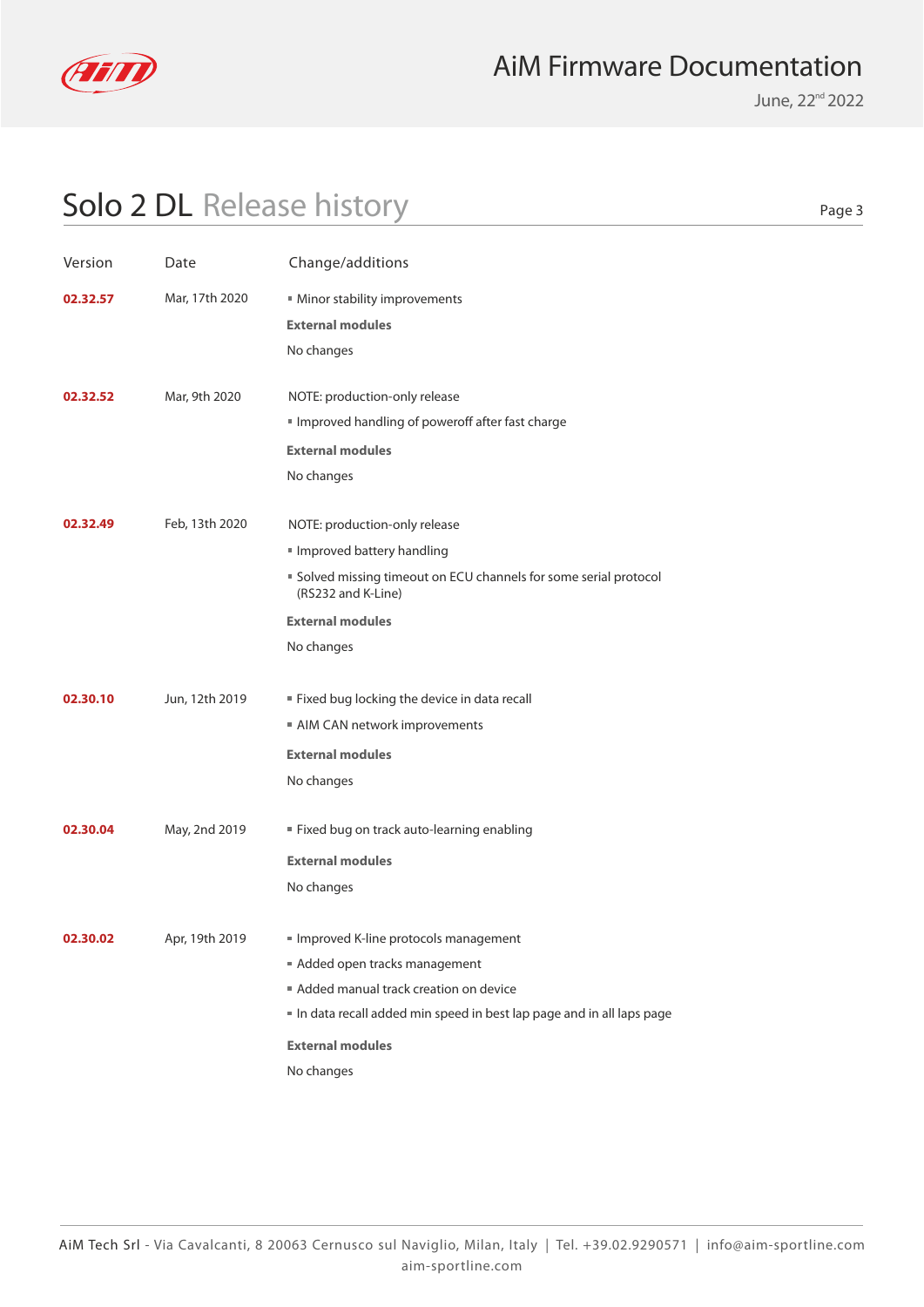# Solo 2 DL Release history

| Version | Date | Change/additions |
| --- | --- | --- |
| **02.32.57** | Mar, 17th 2020 | ▪ Minor stability improvements<br>**External modules**<br>No changes |
| **02.32.52** | Mar, 9th 2020 | NOTE: production-only release<br>▪ Improved handling of poweroff after fast charge<br>**External modules**<br>No changes |
| **02.32.49** | Feb, 13th 2020 | NOTE: production-only release<br>▪ Improved battery handling<br>▪ Solved missing timeout on ECU channels for some serial protocol (RS232 and K-Line)<br>**External modules**<br>No changes |
| **02.30.10** | Jun, 12th 2019 | ▪ Fixed bug locking the device in data recall<br>▪ AIM CAN network improvements<br>**External modules**<br>No changes |
| **02.30.04** | May, 2nd 2019 | ▪ Fixed bug on track auto-learning enabling<br>**External modules**<br>No changes |
| **02.30.02** | Apr, 19th 2019 | ▪ Improved K-line protocols management<br>▪ Added open tracks management<br>▪ Added manual track creation on device<br>▪ In data recall added min speed in best lap page and in all laps page<br>**External modules**<br>No changes |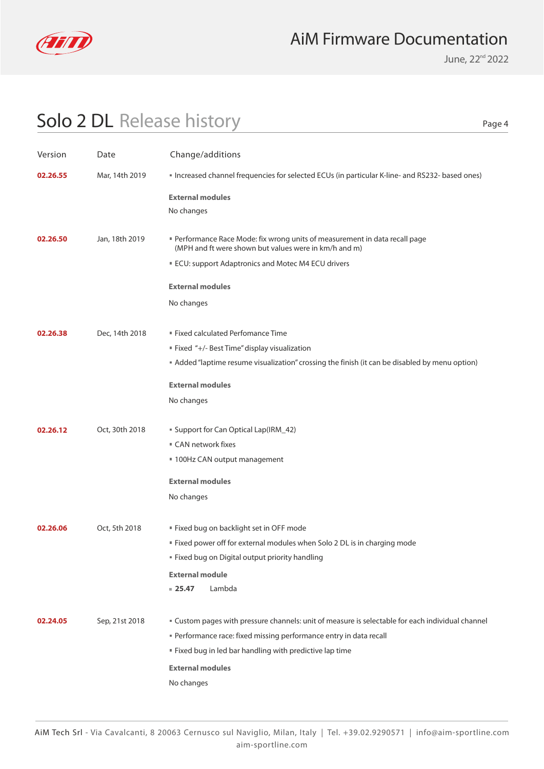# Solo 2 DL Release history

| Version | Date | Change/additions |
|---|---|---|
| **02.26.55** | Mar, 14th 2019 | ▪ Increased channel frequencies for selected ECUs (in particular K-line- and RS232- based ones)<br><br>**External modules**<br>No changes |
| **02.26.50** | Jan, 18th 2019 | ▪ Performance Race Mode: fix wrong units of measurement in data recall page (MPH and ft were shown but values were in km/h and m)<br>▪ ECU: support Adaptronics and Motec M4 ECU drivers<br><br>**External modules**<br>No changes |
| **02.26.38** | Dec, 14th 2018 | ▪ Fixed calculated Perfomance Time<br>▪ Fixed "+/- Best Time" display visualization<br>▪ Added "laptime resume visualization" crossing the finish (it can be disabled by menu option)<br><br>**External modules**<br>No changes |
| **02.26.12** | Oct, 30th 2018 | ▪ Support for Can Optical Lap(IRM_42)<br>▪ CAN network fixes<br>▪ 100Hz CAN output management<br><br>**External modules**<br>No changes |
| **02.26.06** | Oct, 5th 2018 | ▪ Fixed bug on backlight set in OFF mode<br>▪ Fixed power off for external modules when Solo 2 DL is in charging mode<br>▪ Fixed bug on Digital output priority handling<br><br>**External module**<br>▪ **25.47** Lambda |
| **02.24.05** | Sep, 21st 2018 | ▪ Custom pages with pressure channels: unit of measure is selectable for each individual channel<br>▪ Performance race: fixed missing performance entry in data recall<br>▪ Fixed bug in led bar handling with predictive lap time<br><br>**External modules**<br>No changes |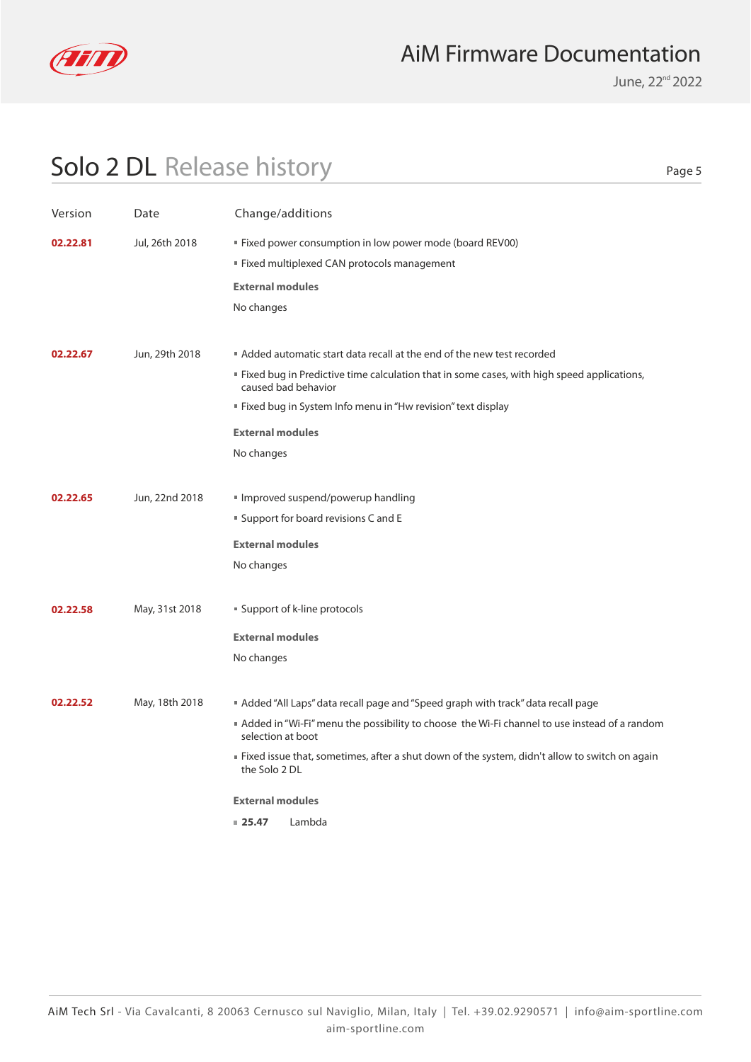# Solo 2 DL Release history

| Version | Date | Change/additions |
|---|---|---|
| **02.22.81** | Jul, 26th 2018 | ▪ Fixed power consumption in low power mode (board REV00)<br>▪ Fixed multiplexed CAN protocols management<br>**External modules**<br>No changes |
| **02.22.67** | Jun, 29th 2018 | ▪ Added automatic start data recall at the end of the new test recorded<br>▪ Fixed bug in Predictive time calculation that in some cases, with high speed applications, caused bad behavior<br>▪ Fixed bug in System Info menu in "Hw revision" text display<br>**External modules**<br>No changes |
| **02.22.65** | Jun, 22nd 2018 | ▪ Improved suspend/powerup handling<br>▪ Support for board revisions C and E<br>**External modules**<br>No changes |
| **02.22.58** | May, 31st 2018 | ▪ Support of k-line protocols<br>**External modules**<br>No changes |
| **02.22.52** | May, 18th 2018 | ▪ Added "All Laps" data recall page and "Speed graph with track" data recall page<br>▪ Added in "Wi-Fi" menu the possibility to choose the Wi-Fi channel to use instead of a random selection at boot<br>▪ Fixed issue that, sometimes, after a shut down of the system, didn't allow to switch on again the Solo 2 DL<br>**External modules**<br>▪ **25.47** Lambda |